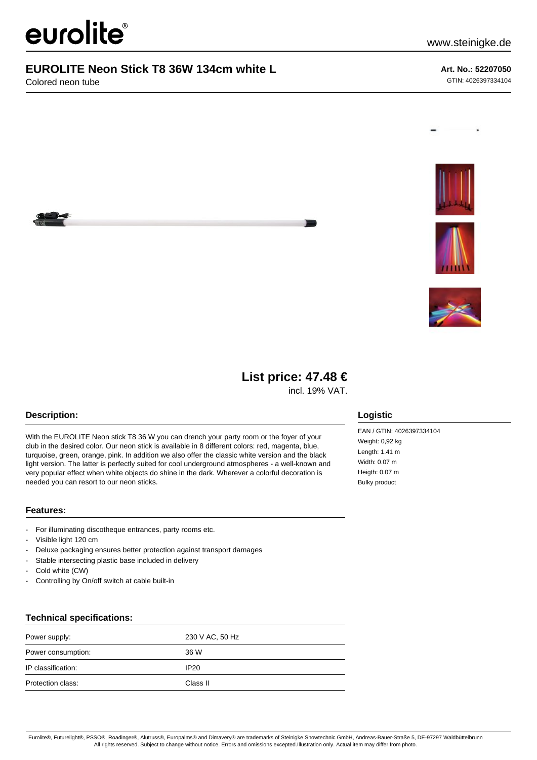eurolite®

www.steinigke.de

# EUROLITE Neon Stick T8 36W 134cm white L

Colored neon tube

**Art. No.: 52207050**

GTIN: 4026397334104

## List price: 47.48 €

incl. 19% VAT.

## Description:

With the EUROLITE Neon stick T8 36 W you can drench your party room or the foyer of your club in the desired color. Our neon stick is available in 8 different colors: red, magenta, blue, turquoise, green, orange, pink. In addition we also offer the classic white version and the black light version. The latter is perfectly suited for cool underground atmospheres - a well-known and very popular effect when white objects do shine in the dark. Wherever a colorful decoration is needed you can resort to our neon sticks.

## Logistic

EAN / GTIN: 4026397334104
Weight: 0,92 kg
Length: 1.41 m
Width: 0.07 m
Heigth: 0.07 m
Bulky product

## Features:

- For illuminating discotheque entrances, party rooms etc.
- Visible light 120 cm
- Deluxe packaging ensures better protection against transport damages
- Stable intersecting plastic base included in delivery
- Cold white (CW)
- Controlling by On/off switch at cable built-in

## Technical specifications:

| | |
|---|---|
| Power supply: | 230 V AC, 50 Hz |
| Power consumption: | 36 W |
| IP classification: | IP20 |
| Protection class: | Class II |

Eurolite®, Futurelight®, PSSO®, Roadinger®, Alutruss®, Europalms® and Dimavery® are trademarks of Steinigke Showtechnic GmbH, Andreas-Bauer-Straße 5, DE-97297 Waldbüttelbrunn
All rights reserved. Subject to change without notice. Errors and omissions excepted.Illustration only. Actual item may differ from photo.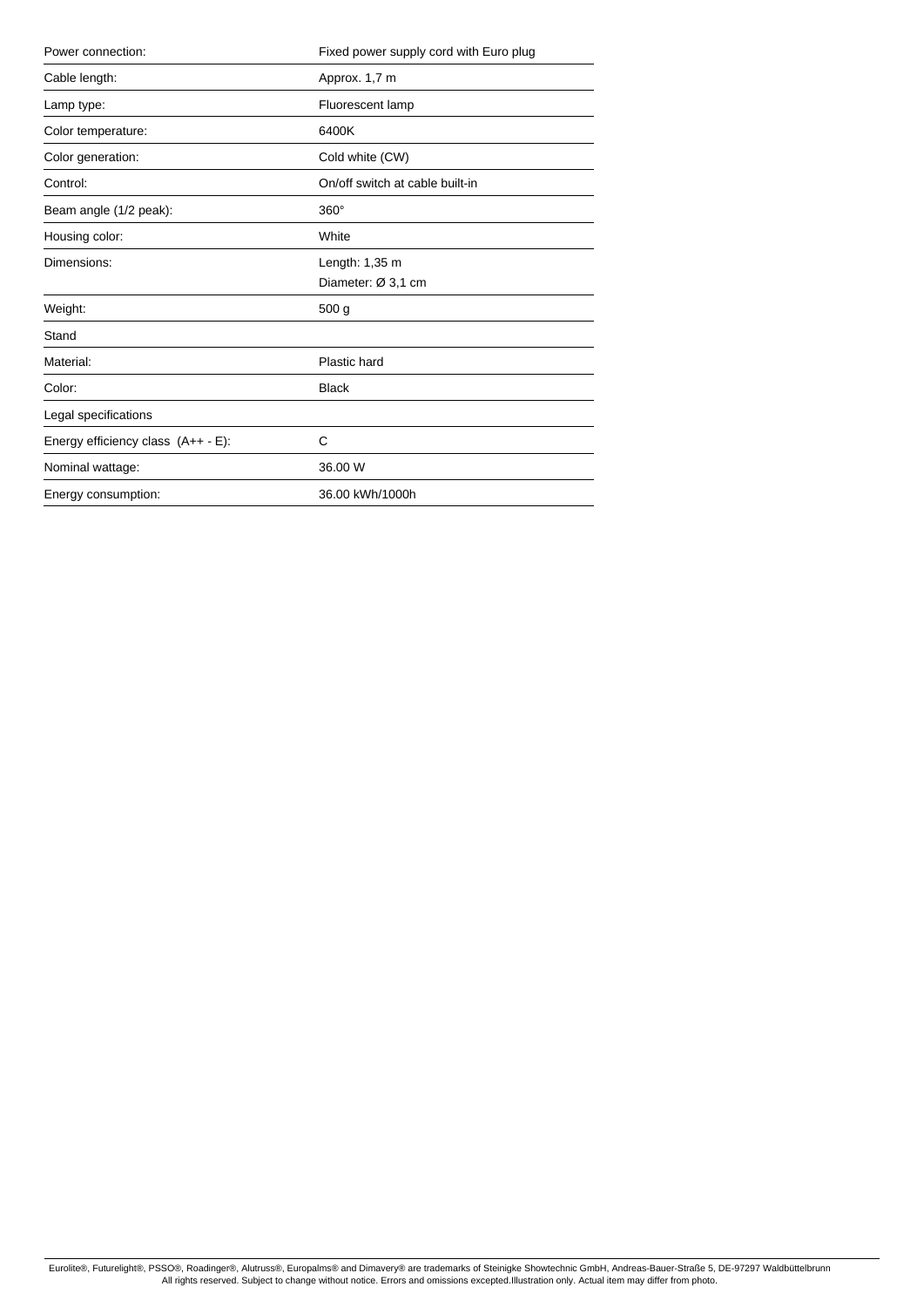| | |
|---|---|
| Power connection: | Fixed power supply cord with Euro plug |
| Cable length: | Approx. 1,7 m |
| Lamp type: | Fluorescent lamp |
| Color temperature: | 6400K |
| Color generation: | Cold white (CW) |
| Control: | On/off switch at cable built-in |
| Beam angle (1/2 peak): | 360° |
| Housing color: | White |
| Dimensions: | Length: 1,35 m<br>Diameter: Ø 3,1 cm |
| Weight: | 500 g |
| Stand | |
| Material: | Plastic hard |
| Color: | Black |
| Legal specifications | |
| Energy efficiency class (A++ - E): | C |
| Nominal wattage: | 36.00 W |
| Energy consumption: | 36.00 kWh/1000h |

Eurolite®, Futurelight®, PSSO®, Roadinger®, Alutruss®, Europalms® and Dimavery® are trademarks of Steinigke Showtechnic GmbH, Andreas-Bauer-Straße 5, DE-97297 Waldbüttelbrunn
All rights reserved. Subject to change without notice. Errors and omissions excepted.Illustration only. Actual item may differ from photo.